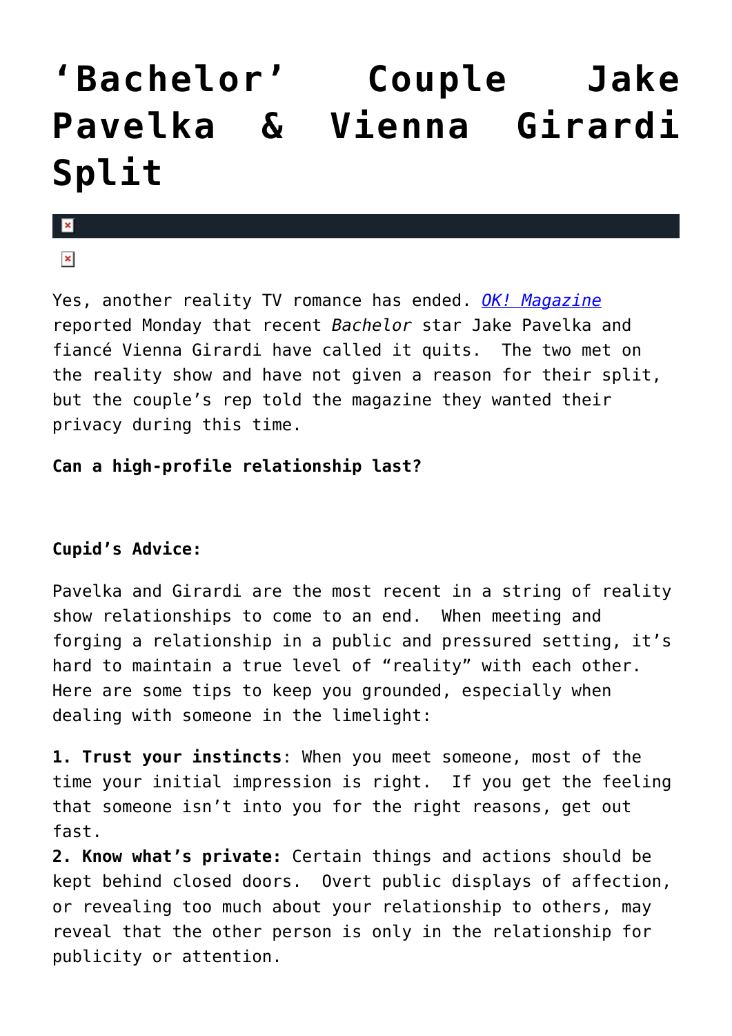# ‘Bachelor’ Couple Jake Pavelka & Vienna Girardi Split

Yes, another reality TV romance has ended. *OK! Magazine* reported Monday that recent *Bachelor* star Jake Pavelka and fiancé Vienna Girardi have called it quits. The two met on the reality show and have not given a reason for their split, but the couple’s rep told the magazine they wanted their privacy during this time.

**Can a high-profile relationship last?**

**Cupid’s Advice:**

Pavelka and Girardi are the most recent in a string of reality show relationships to come to an end. When meeting and forging a relationship in a public and pressured setting, it’s hard to maintain a true level of “reality” with each other. Here are some tips to keep you grounded, especially when dealing with someone in the limelight:

**1. Trust your instincts**: When you meet someone, most of the time your initial impression is right. If you get the feeling that someone isn’t into you for the right reasons, get out fast.
**2. Know what’s private:** Certain things and actions should be kept behind closed doors. Overt public displays of affection, or revealing too much about your relationship to others, may reveal that the other person is only in the relationship for publicity or attention.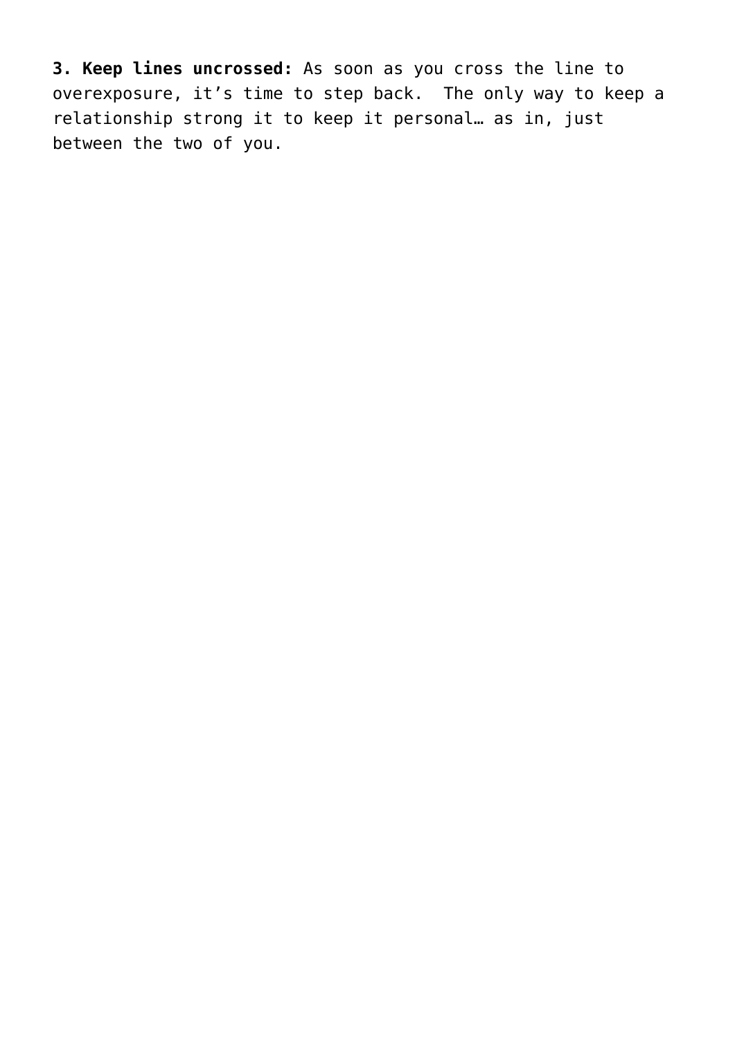**3. Keep lines uncrossed:** As soon as you cross the line to overexposure, it's time to step back. The only way to keep a relationship strong it to keep it personal… as in, just between the two of you.